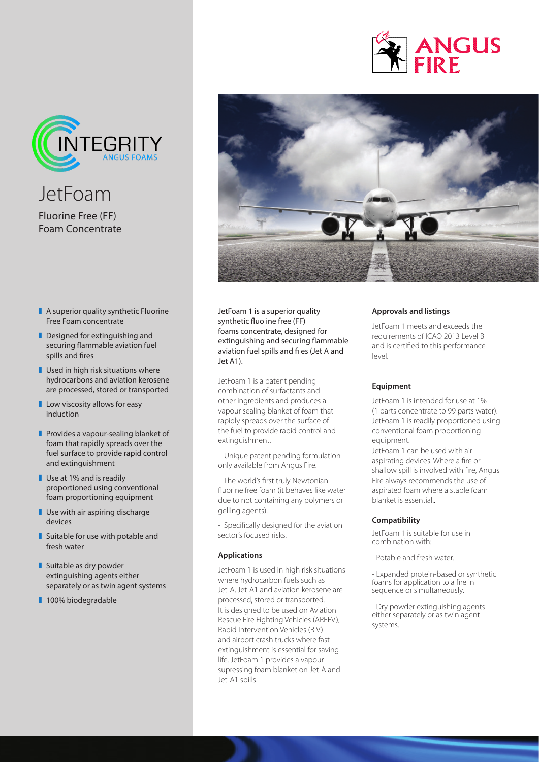# JetFoam

## Fluorine Free (FF) Foam Concentrate

- A superior quality synthetic Fluorine Free Foam concentrate
- Designed for extinguishing and securing flammable aviation fuel spills and fires
- Used in high risk situations where hydrocarbons and aviation kerosene are processed, stored or transported
- Low viscosity allows for easy induction
- Provides a vapour-sealing blanket of foam that rapidly spreads over the fuel surface to provide rapid control and extinguishment
- Use at 1% and is readily proportioned using conventional foam proportioning equipment
- Use with air aspiring discharge devices
- Suitable for use with potable and fresh water
- Suitable as dry powder extinguishing agents either separately or as twin agent systems
- 100% biodegradable

JetFoam 1 is a superior quality synthetic fluo ine free (FF) foams concentrate, designed for extinguishing and securing flammable aviation fuel spills and fi es (Jet A and Jet A1).

JetFoam 1 is a patent pending combination of surfactants and other ingredients and produces a vapour sealing blanket of foam that rapidly spreads over the surface of the fuel to provide rapid control and extinguishment.

- Unique patent pending formulation only available from Angus Fire.

- The world's first truly Newtonian fluorine free foam (it behaves like water due to not containing any polymers or gelling agents).

- Specifically designed for the aviation sector's focused risks.

### Applications

JetFoam 1 is used in high risk situations where hydrocarbon fuels such as Jet-A, Jet-A1 and aviation kerosene are processed, stored or transported. It is designed to be used on Aviation Rescue Fire Fighting Vehicles (ARFFV), Rapid Intervention Vehicles (RIV) and airport crash trucks where fast extinguishment is essential for saving life. JetFoam 1 provides a vapour supressing foam blanket on Jet-A and Jet-A1 spills.

### Approvals and listings

JetFoam 1 meets and exceeds the requirements of ICAO 2013 Level B and is certified to this performance level.

### Equipment

JetFoam 1 is intended for use at 1% (1 parts concentrate to 99 parts water). JetFoam 1 is readily proportioned using conventional foam proportioning equipment.
JetFoam 1 can be used with air aspirating devices. Where a fire or shallow spill is involved with fire, Angus Fire always recommends the use of aspirated foam where a stable foam blanket is essential..

### Compatibility

JetFoam 1 is suitable for use in combination with:

- Potable and fresh water.

- Expanded protein-based or synthetic foams for application to a fire in sequence or simultaneously.

- Dry powder extinguishing agents either separately or as twin agent systems.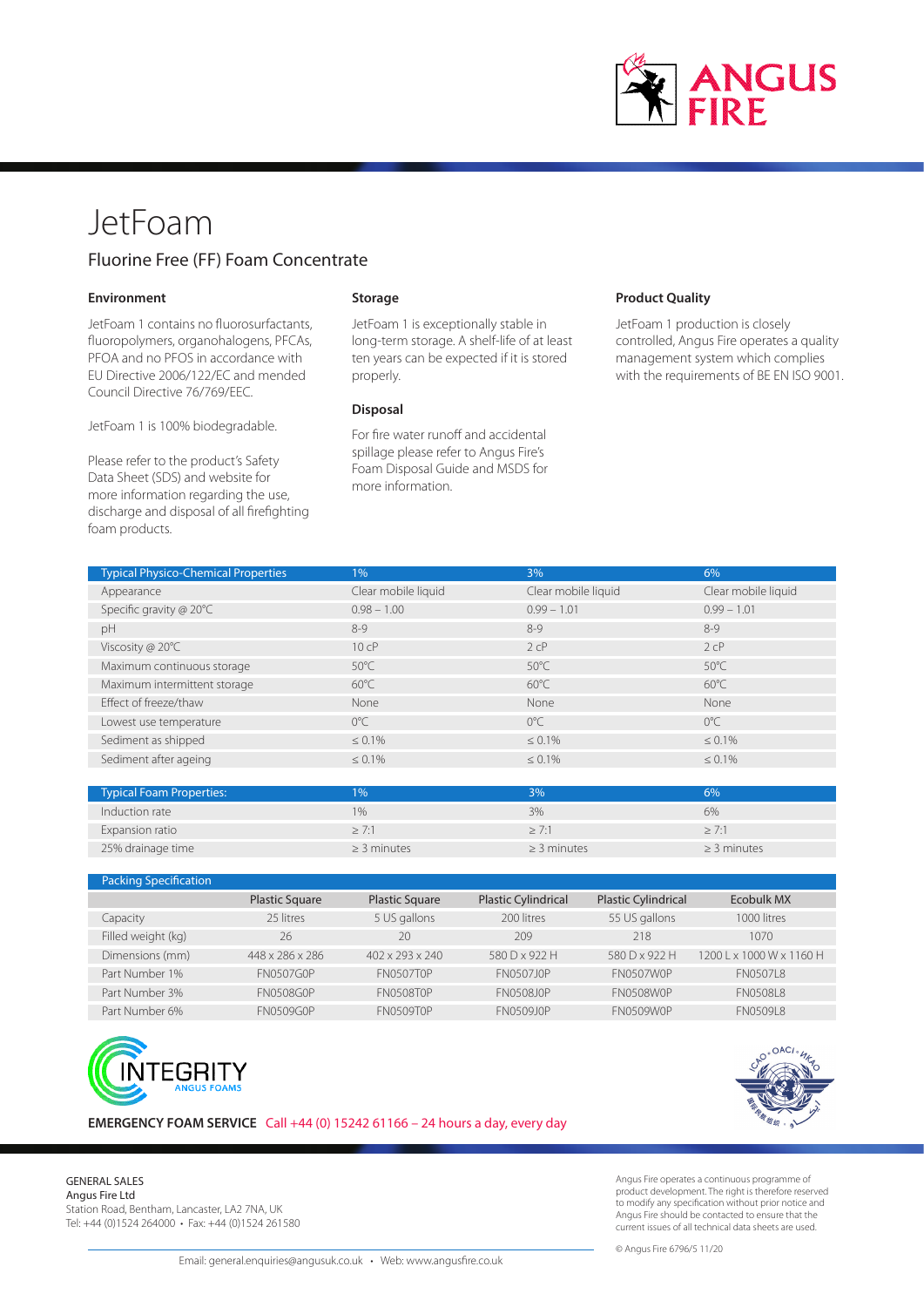# JetFoam

## Fluorine Free (FF) Foam Concentrate

### Environment

JetFoam 1 contains no fluorosurfactants, fluoropolymers, organohalogens, PFCAs, PFOA and no PFOS in accordance with EU Directive 2006/122/EC and mended Council Directive 76/769/EEC.

JetFoam 1 is 100% biodegradable.

Please refer to the product's Safety Data Sheet (SDS) and website for more information regarding the use, discharge and disposal of all firefighting foam products.

### Storage

JetFoam 1 is exceptionally stable in long-term storage. A shelf-life of at least ten years can be expected if it is stored properly.

### Disposal

For fire water runoff and accidental spillage please refer to Angus Fire's Foam Disposal Guide and MSDS for more information.

### Product Quality

JetFoam 1 production is closely controlled, Angus Fire operates a quality management system which complies with the requirements of BE EN ISO 9001.

| Typical Physico-Chemical Properties | 1% | 3% | 6% |
|---|---|---|---|
| Appearance | Clear mobile liquid | Clear mobile liquid | Clear mobile liquid |
| Specific gravity @ 20°C | 0.98 – 1.00 | 0.99 – 1.01 | 0.99 – 1.01 |
| pH | 8-9 | 8-9 | 8-9 |
| Viscosity @ 20°C | 10 cP | 2 cP | 2 cP |
| Maximum continuous storage | 50°C | 50°C | 50°C |
| Maximum intermittent storage | 60°C | 60°C | 60°C |
| Effect of freeze/thaw | None | None | None |
| Lowest use temperature | 0°C | 0°C | 0°C |
| Sediment as shipped | ≤ 0.1% | ≤ 0.1% | ≤ 0.1% |
| Sediment after ageing | ≤ 0.1% | ≤ 0.1% | ≤ 0.1% |

| Typical Foam Properties: | 1% | 3% | 6% |
|---|---|---|---|
| Induction rate | 1% | 3% | 6% |
| Expansion ratio | ≥ 7:1 | ≥ 7:1 | ≥ 7:1 |
| 25% drainage time | ≥ 3 minutes | ≥ 3 minutes | ≥ 3 minutes |

| Packing Specification | Plastic Square | Plastic Square | Plastic Cylindrical | Plastic Cylindrical | Ecobulk MX |
|---|---|---|---|---|---|
| Capacity | 25 litres | 5 US gallons | 200 litres | 55 US gallons | 1000 litres |
| Filled weight (kg) | 26 | 20 | 209 | 218 | 1070 |
| Dimensions (mm) | 448 x 286 x 286 | 402 x 293 x 240 | 580 D x 922 H | 580 D x 922 H | 1200 L x 1000 W x 1160 H |
| Part Number 1% | FN0507G0P | FN0507T0P | FN0507J0P | FN0507W0P | FN0507L8 |
| Part Number 3% | FN0508G0P | FN0508T0P | FN0508J0P | FN0508W0P | FN0508L8 |
| Part Number 6% | FN0509G0P | FN0509T0P | FN0509J0P | FN0509W0P | FN0509L8 |

INTEGRITY ANGUS FOAMS

**EMERGENCY FOAM SERVICE** Call +44 (0) 15242 61166 – 24 hours a day, every day

GENERAL SALES
Angus Fire Ltd
Station Road, Bentham, Lancaster, LA2 7NA, UK
Tel: +44 (0)1524 264000 • Fax: +44 (0)1524 261580

Email: general.enquiries@angusuk.co.uk • Web: www.angusfire.co.uk

Angus Fire operates a continuous programme of product development. The right is therefore reserved to modify any specification without prior notice and Angus Fire should be contacted to ensure that the current issues of all technical data sheets are used.

© Angus Fire 6796/5 11/20